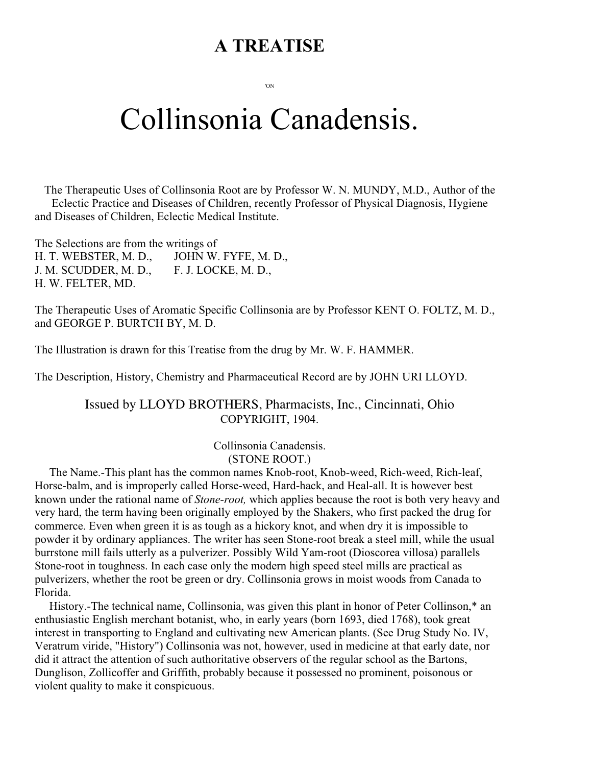# A TREATISE

'ON

# Collinsonia Canadensis.

The Therapeutic Uses of Collinsonia Root are by Professor W. N. MUNDY, M.D., Author of the Eclectic Practice and Diseases of Children, recently Professor of Physical Diagnosis, Hygiene and Diseases of Children, Eclectic Medical Institute.

The Selections are from the writings of
H. T. WEBSTER, M. D., JOHN W. FYFE, M. D.,
J. M. SCUDDER, M. D., F. J. LOCKE, M. D.,
H. W. FELTER, MD.

The Therapeutic Uses of Aromatic Specific Collinsonia are by Professor KENT O. FOLTZ, M. D., and GEORGE P. BURTCH BY, M. D.

The Illustration is drawn for this Treatise from the drug by Mr. W. F. HAMMER.

The Description, History, Chemistry and Pharmaceutical Record are by JOHN URI LLOYD.

Issued by LLOYD BROTHERS, Pharmacists, Inc., Cincinnati, Ohio
COPYRIGHT, 1904.

## Collinsonia Canadensis.
## (STONE ROOT.)

The Name.-This plant has the common names Knob-root, Knob-weed, Rich-weed, Rich-leaf, Horse-balm, and is improperly called Horse-weed, Hard-hack, and Heal-all. It is however best known under the rational name of *Stone-root,* which applies because the root is both very heavy and very hard, the term having been originally employed by the Shakers, who first packed the drug for commerce. Even when green it is as tough as a hickory knot, and when dry it is impossible to powder it by ordinary appliances. The writer has seen Stone-root break a steel mill, while the usual burrstone mill fails utterly as a pulverizer. Possibly Wild Yam-root (Dioscorea villosa) parallels Stone-root in toughness. In each case only the modern high speed steel mills are practical as pulverizers, whether the root be green or dry. Collinsonia grows in moist woods from Canada to Florida.

History.-The technical name, Collinsonia, was given this plant in honor of Peter Collinson,* an enthusiastic English merchant botanist, who, in early years (born 1693, died 1768), took great interest in transporting to England and cultivating new American plants. (See Drug Study No. IV, Veratrum viride, "History") Collinsonia was not, however, used in medicine at that early date, nor did it attract the attention of such authoritative observers of the regular school as the Bartons, Dunglison, Zollicoffer and Griffith, probably because it possessed no prominent, poisonous or violent quality to make it conspicuous.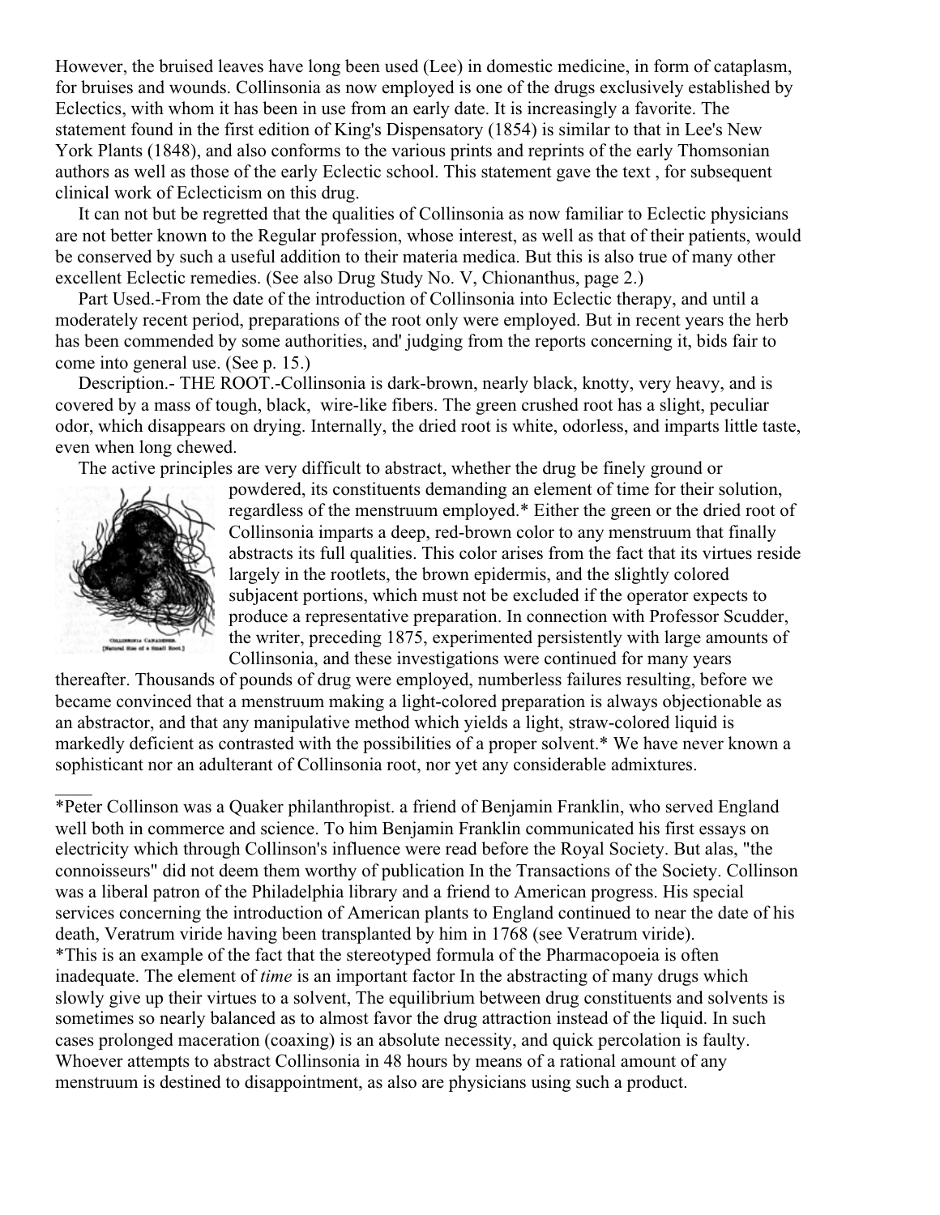However, the bruised leaves have long been used (Lee) in domestic medicine, in form of cataplasm, for bruises and wounds. Collinsonia as now employed is one of the drugs exclusively established by Eclectics, with whom it has been in use from an early date. It is increasingly a favorite. The statement found in the first edition of King's Dispensatory (1854) is similar to that in Lee's New York Plants (1848), and also conforms to the various prints and reprints of the early Thomsonian authors as well as those of the early Eclectic school. This statement gave the text , for subsequent clinical work of Eclecticism on this drug.

It can not but be regretted that the qualities of Collinsonia as now familiar to Eclectic physicians are not better known to the Regular profession, whose interest, as well as that of their patients, would be conserved by such a useful addition to their materia medica. But this is also true of many other excellent Eclectic remedies. (See also Drug Study No. V, Chionanthus, page 2.)

Part Used.-From the date of the introduction of Collinsonia into Eclectic therapy, and until a moderately recent period, preparations of the root only were employed. But in recent years the herb has been commended by some authorities, and' judging from the reports concerning it, bids fair to come into general use. (See p. 15.)

Description.- THE ROOT.-Collinsonia is dark-brown, nearly black, knotty, very heavy, and is covered by a mass of tough, black, wire-like fibers. The green crushed root has a slight, peculiar odor, which disappears on drying. Internally, the dried root is white, odorless, and imparts little taste, even when long chewed.

The active principles are very difficult to abstract, whether the drug be finely ground or powdered, its constituents demanding an element of time for their solution, regardless of the menstruum employed.* Either the green or the dried root of Collinsonia imparts a deep, red-brown color to any menstruum that finally abstracts its full qualities. This color arises from the fact that its virtues reside largely in the rootlets, the brown epidermis, and the slightly colored subjacent portions, which must not be excluded if the operator expects to produce a representative preparation. In connection with Professor Scudder, the writer, preceding 1875, experimented persistently with large amounts of Collinsonia, and these investigations were continued for many years thereafter. Thousands of pounds of drug were employed, numberless failures resulting, before we became convinced that a menstruum making a light-colored preparation is always objectionable as an abstractor, and that any manipulative method which yields a light, straw-colored liquid is markedly deficient as contrasted with the possibilities of a proper solvent.* We have never known a sophisticant nor an adulterant of Collinsonia root, nor yet any considerable admixtures.

COLLINSONIA CANADENSIS. [Natural Size of a Small Root.]

---

*Peter Collinson was a Quaker philanthropist. a friend of Benjamin Franklin, who served England well both in commerce and science. To him Benjamin Franklin communicated his first essays on electricity which through Collinson's influence were read before the Royal Society. But alas, "the connoisseurs" did not deem them worthy of publication In the Transactions of the Society. Collinson was a liberal patron of the Philadelphia library and a friend to American progress. His special services concerning the introduction of American plants to England continued to near the date of his death, Veratrum viride having been transplanted by him in 1768 (see Veratrum viride).

*This is an example of the fact that the stereotyped formula of the Pharmacopoeia is often inadequate. The element of *time* is an important factor In the abstracting of many drugs which slowly give up their virtues to a solvent, The equilibrium between drug constituents and solvents is sometimes so nearly balanced as to almost favor the drug attraction instead of the liquid. In such cases prolonged maceration (coaxing) is an absolute necessity, and quick percolation is faulty. Whoever attempts to abstract Collinsonia in 48 hours by means of a rational amount of any menstruum is destined to disappointment, as also are physicians using such a product.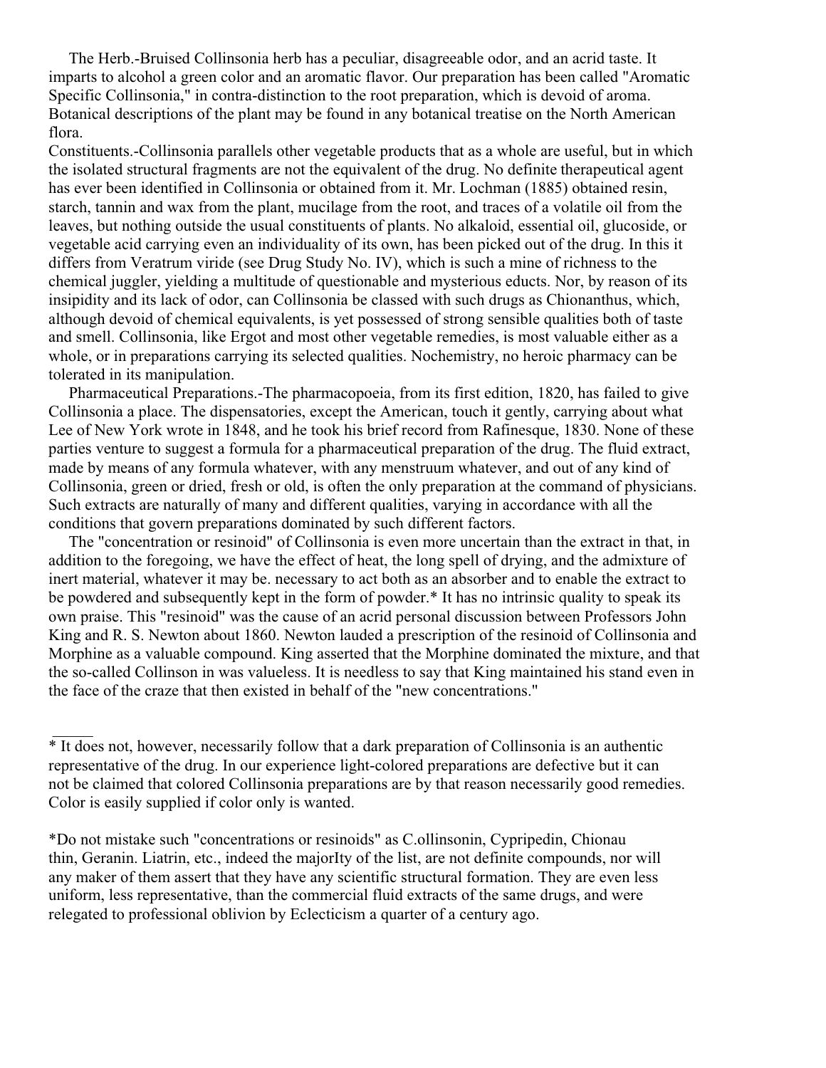The Herb.-Bruised Collinsonia herb has a peculiar, disagreeable odor, and an acrid taste. It imparts to alcohol a green color and an aromatic flavor. Our preparation has been called "Aromatic Specific Collinsonia," in contra-distinction to the root preparation, which is devoid of aroma. Botanical descriptions of the plant may be found in any botanical treatise on the North American flora.

Constituents.-Collinsonia parallels other vegetable products that as a whole are useful, but in which the isolated structural fragments are not the equivalent of the drug. No definite therapeutical agent has ever been identified in Collinsonia or obtained from it. Mr. Lochman (1885) obtained resin, starch, tannin and wax from the plant, mucilage from the root, and traces of a volatile oil from the leaves, but nothing outside the usual constituents of plants. No alkaloid, essential oil, glucoside, or vegetable acid carrying even an individuality of its own, has been picked out of the drug. In this it differs from Veratrum viride (see Drug Study No. IV), which is such a mine of richness to the chemical juggler, yielding a multitude of questionable and mysterious educts. Nor, by reason of its insipidity and its lack of odor, can Collinsonia be classed with such drugs as Chionanthus, which, although devoid of chemical equivalents, is yet possessed of strong sensible qualities both of taste and smell. Collinsonia, like Ergot and most other vegetable remedies, is most valuable either as a whole, or in preparations carrying its selected qualities. Nochemistry, no heroic pharmacy can be tolerated in its manipulation.

Pharmaceutical Preparations.-The pharmacopoeia, from its first edition, 1820, has failed to give Collinsonia a place. The dispensatories, except the American, touch it gently, carrying about what Lee of New York wrote in 1848, and he took his brief record from Rafinesque, 1830. None of these parties venture to suggest a formula for a pharmaceutical preparation of the drug. The fluid extract, made by means of any formula whatever, with any menstruum whatever, and out of any kind of Collinsonia, green or dried, fresh or old, is often the only preparation at the command of physicians. Such extracts are naturally of many and different qualities, varying in accordance with all the conditions that govern preparations dominated by such different factors.

The "concentration or resinoid" of Collinsonia is even more uncertain than the extract in that, in addition to the foregoing, we have the effect of heat, the long spell of drying, and the admixture of inert material, whatever it may be. necessary to act both as an absorber and to enable the extract to be powdered and subsequently kept in the form of powder.* It has no intrinsic quality to speak its own praise. This "resinoid" was the cause of an acrid personal discussion between Professors John King and R. S. Newton about 1860. Newton lauded a prescription of the resinoid of Collinsonia and Morphine as a valuable compound. King asserted that the Morphine dominated the mixture, and that the so-called Collinson in was valueless. It is needless to say that King maintained his stand even in the face of the craze that then existed in behalf of the "new concentrations."

---

* It does not, however, necessarily follow that a dark preparation of Collinsonia is an authentic representative of the drug. In our experience light-colored preparations are defective but it can not be claimed that colored Collinsonia preparations are by that reason necessarily good remedies. Color is easily supplied if color only is wanted.

*Do not mistake such "concentrations or resinoids" as C.ollinsonin, Cypripedin, Chionau thin, Geranin. Liatrin, etc., indeed the majorIty of the list, are not definite compounds, nor will any maker of them assert that they have any scientific structural formation. They are even less uniform, less representative, than the commercial fluid extracts of the same drugs, and were relegated to professional oblivion by Eclecticism a quarter of a century ago.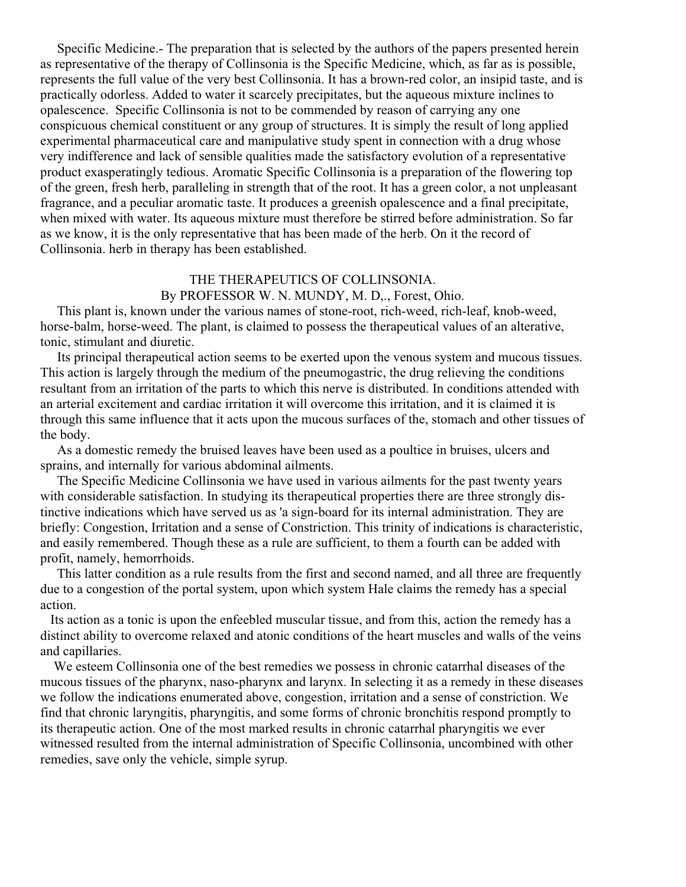Specific Medicine.- The preparation that is selected by the authors of the papers presented herein as representative of the therapy of Collinsonia is the Specific Medicine, which, as far as is possible, represents the full value of the very best Collinsonia. It has a brown-red color, an insipid taste, and is practically odorless. Added to water it scarcely precipitates, but the aqueous mixture inclines to opalescence. Specific Collinsonia is not to be commended by reason of carrying any one conspicuous chemical constituent or any group of structures. It is simply the result of long applied experimental pharmaceutical care and manipulative study spent in connection with a drug whose very indifference and lack of sensible qualities made the satisfactory evolution of a representative product exasperatingly tedious. Aromatic Specific Collinsonia is a preparation of the flowering top of the green, fresh herb, paralleling in strength that of the root. It has a green color, a not unpleasant fragrance, and a peculiar aromatic taste. It produces a greenish opalescence and a final precipitate, when mixed with water. Its aqueous mixture must therefore be stirred before administration. So far as we know, it is the only representative that has been made of the herb. On it the record of Collinsonia. herb in therapy has been established.

## THE THERAPEUTICS OF COLLINSONIA.

By PROFESSOR W. N. MUNDY, M. D,., Forest, Ohio.

This plant is, known under the various names of stone-root, rich-weed, rich-leaf, knob-weed, horse-balm, horse-weed. The plant, is claimed to possess the therapeutical values of an alterative, tonic, stimulant and diuretic.

Its principal therapeutical action seems to be exerted upon the venous system and mucous tissues. This action is largely through the medium of the pneumogastric, the drug relieving the conditions resultant from an irritation of the parts to which this nerve is distributed. In conditions attended with an arterial excitement and cardiac irritation it will overcome this irritation, and it is claimed it is through this same influence that it acts upon the mucous surfaces of the, stomach and other tissues of the body.

As a domestic remedy the bruised leaves have been used as a poultice in bruises, ulcers and sprains, and internally for various abdominal ailments.

The Specific Medicine Collinsonia we have used in various ailments for the past twenty years with considerable satisfaction. In studying its therapeutical properties there are three strongly distinctive indications which have served us as 'a sign-board for its internal administration. They are briefly: Congestion, Irritation and a sense of Constriction. This trinity of indications is characteristic, and easily remembered. Though these as a rule are sufficient, to them a fourth can be added with profit, namely, hemorrhoids.

This latter condition as a rule results from the first and second named, and all three are frequently due to a congestion of the portal system, upon which system Hale claims the remedy has a special action.

Its action as a tonic is upon the enfeebled muscular tissue, and from this, action the remedy has a distinct ability to overcome relaxed and atonic conditions of the heart muscles and walls of the veins and capillaries.

We esteem Collinsonia one of the best remedies we possess in chronic catarrhal diseases of the mucous tissues of the pharynx, naso-pharynx and larynx. In selecting it as a remedy in these diseases we follow the indications enumerated above, congestion, irritation and a sense of constriction. We find that chronic laryngitis, pharyngitis, and some forms of chronic bronchitis respond promptly to its therapeutic action. One of the most marked results in chronic catarrhal pharyngitis we ever witnessed resulted from the internal administration of Specific Collinsonia, uncombined with other remedies, save only the vehicle, simple syrup.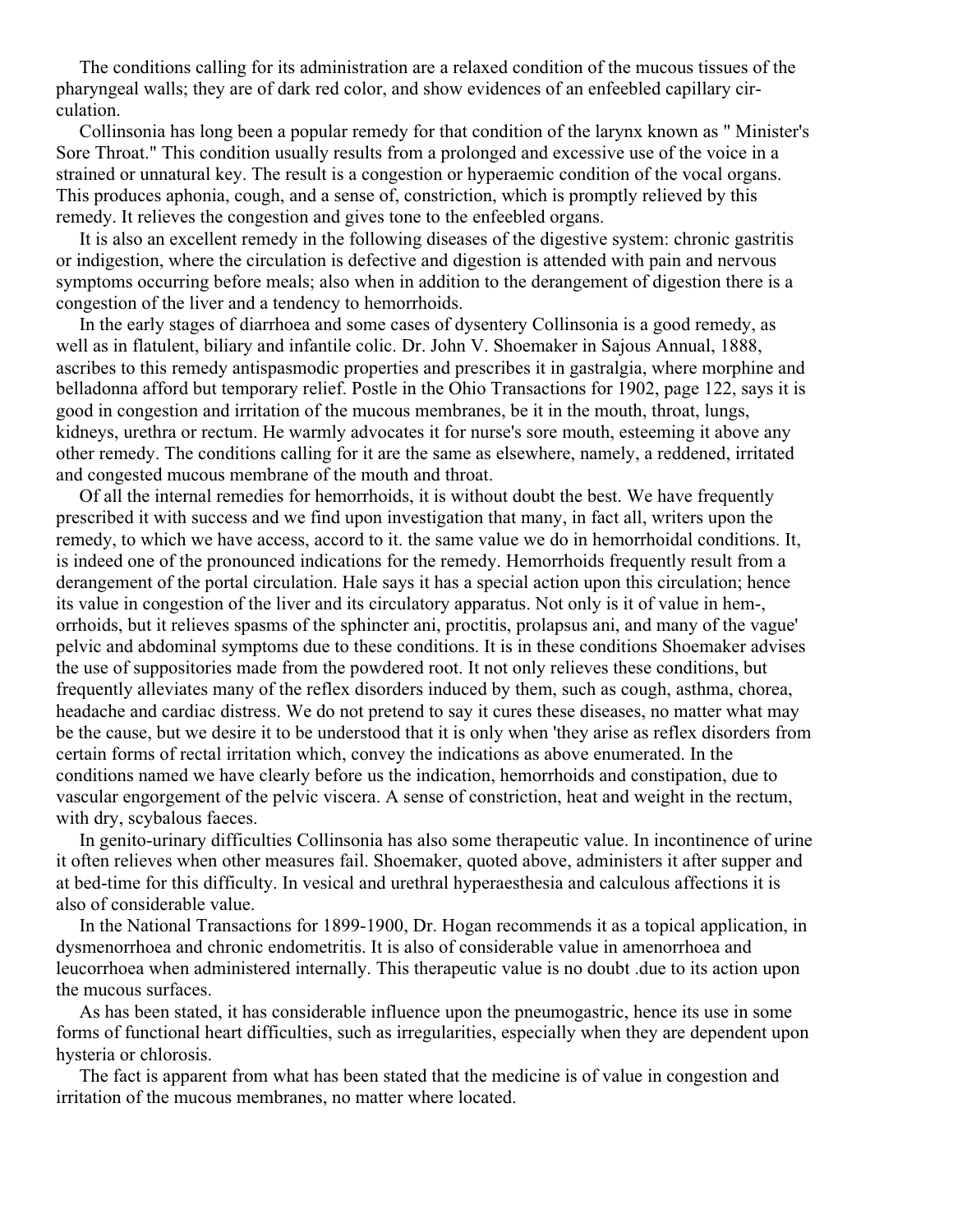The conditions calling for its administration are a relaxed condition of the mucous tissues of the pharyngeal walls; they are of dark red color, and show evidences of an enfeebled capillary circulation.

Collinsonia has long been a popular remedy for that condition of the larynx known as " Minister's Sore Throat." This condition usually results from a prolonged and excessive use of the voice in a strained or unnatural key. The result is a congestion or hyperaemic condition of the vocal organs. This produces aphonia, cough, and a sense of, constriction, which is promptly relieved by this remedy. It relieves the congestion and gives tone to the enfeebled organs.

It is also an excellent remedy in the following diseases of the digestive system: chronic gastritis or indigestion, where the circulation is defective and digestion is attended with pain and nervous symptoms occurring before meals; also when in addition to the derangement of digestion there is a congestion of the liver and a tendency to hemorrhoids.

In the early stages of diarrhoea and some cases of dysentery Collinsonia is a good remedy, as well as in flatulent, biliary and infantile colic. Dr. John V. Shoemaker in Sajous Annual, 1888, ascribes to this remedy antispasmodic properties and prescribes it in gastralgia, where morphine and belladonna afford but temporary relief. Postle in the Ohio Transactions for 1902, page 122, says it is good in congestion and irritation of the mucous membranes, be it in the mouth, throat, lungs, kidneys, urethra or rectum. He warmly advocates it for nurse's sore mouth, esteeming it above any other remedy. The conditions calling for it are the same as elsewhere, namely, a reddened, irritated and congested mucous membrane of the mouth and throat.

Of all the internal remedies for hemorrhoids, it is without doubt the best. We have frequently prescribed it with success and we find upon investigation that many, in fact all, writers upon the remedy, to which we have access, accord to it. the same value we do in hemorrhoidal conditions. It, is indeed one of the pronounced indications for the remedy. Hemorrhoids frequently result from a derangement of the portal circulation. Hale says it has a special action upon this circulation; hence its value in congestion of the liver and its circulatory apparatus. Not only is it of value in hem-, orrhoids, but it relieves spasms of the sphincter ani, proctitis, prolapsus ani, and many of the vague' pelvic and abdominal symptoms due to these conditions. It is in these conditions Shoemaker advises the use of suppositories made from the powdered root. It not only relieves these conditions, but frequently alleviates many of the reflex disorders induced by them, such as cough, asthma, chorea, headache and cardiac distress. We do not pretend to say it cures these diseases, no matter what may be the cause, but we desire it to be understood that it is only when 'they arise as reflex disorders from certain forms of rectal irritation which, convey the indications as above enumerated. In the conditions named we have clearly before us the indication, hemorrhoids and constipation, due to vascular engorgement of the pelvic viscera. A sense of constriction, heat and weight in the rectum, with dry, scybalous faeces.

In genito-urinary difficulties Collinsonia has also some therapeutic value. In incontinence of urine it often relieves when other measures fail. Shoemaker, quoted above, administers it after supper and at bed-time for this difficulty. In vesical and urethral hyperaesthesia and calculous affections it is also of considerable value.

In the National Transactions for 1899-1900, Dr. Hogan recommends it as a topical application, in dysmenorrhoea and chronic endometritis. It is also of considerable value in amenorrhoea and leucorrhoea when administered internally. This therapeutic value is no doubt .due to its action upon the mucous surfaces.

As has been stated, it has considerable influence upon the pneumogastric, hence its use in some forms of functional heart difficulties, such as irregularities, especially when they are dependent upon hysteria or chlorosis.

The fact is apparent from what has been stated that the medicine is of value in congestion and irritation of the mucous membranes, no matter where located.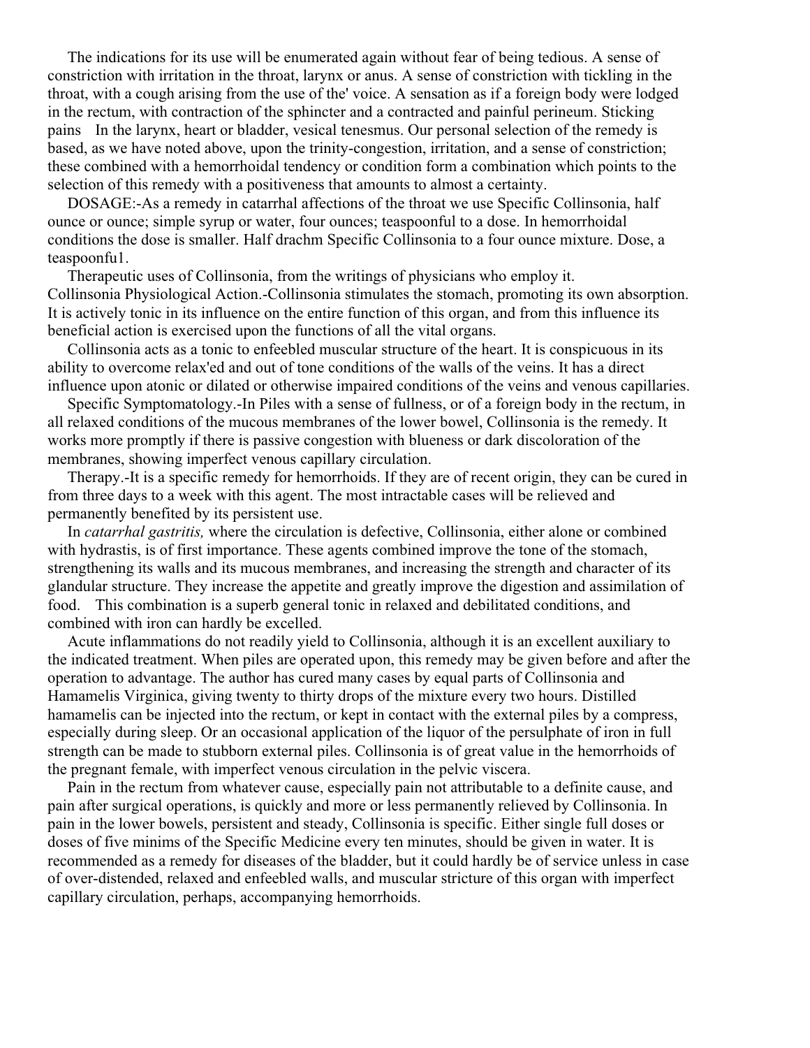The indications for its use will be enumerated again without fear of being tedious. A sense of constriction with irritation in the throat, larynx or anus. A sense of constriction with tickling in the throat, with a cough arising from the use of the' voice. A sensation as if a foreign body were lodged in the rectum, with contraction of the sphincter and a contracted and painful perineum. Sticking pains In the larynx, heart or bladder, vesical tenesmus. Our personal selection of the remedy is based, as we have noted above, upon the trinity-congestion, irritation, and a sense of constriction; these combined with a hemorrhoidal tendency or condition form a combination which points to the selection of this remedy with a positiveness that amounts to almost a certainty.

DOSAGE:-As a remedy in catarrhal affections of the throat we use Specific Collinsonia, half ounce or ounce; simple syrup or water, four ounces; teaspoonful to a dose. In hemorrhoidal conditions the dose is smaller. Half drachm Specific Collinsonia to a four ounce mixture. Dose, a teaspoonfu1.

Therapeutic uses of Collinsonia, from the writings of physicians who employ it.
Collinsonia Physiological Action.-Collinsonia stimulates the stomach, promoting its own absorption. It is actively tonic in its influence on the entire function of this organ, and from this influence its beneficial action is exercised upon the functions of all the vital organs.

Collinsonia acts as a tonic to enfeebled muscular structure of the heart. It is conspicuous in its ability to overcome relax'ed and out of tone conditions of the walls of the veins. It has a direct influence upon atonic or dilated or otherwise impaired conditions of the veins and venous capillaries.

Specific Symptomatology.-In Piles with a sense of fullness, or of a foreign body in the rectum, in all relaxed conditions of the mucous membranes of the lower bowel, Collinsonia is the remedy. It works more promptly if there is passive congestion with blueness or dark discoloration of the membranes, showing imperfect venous capillary circulation.

Therapy.-It is a specific remedy for hemorrhoids. If they are of recent origin, they can be cured in from three days to a week with this agent. The most intractable cases will be relieved and permanently benefited by its persistent use.

In *catarrhal gastritis,* where the circulation is defective, Collinsonia, either alone or combined with hydrastis, is of first importance. These agents combined improve the tone of the stomach, strengthening its walls and its mucous membranes, and increasing the strength and character of its glandular structure. They increase the appetite and greatly improve the digestion and assimilation of food. This combination is a superb general tonic in relaxed and debilitated conditions, and combined with iron can hardly be excelled.

Acute inflammations do not readily yield to Collinsonia, although it is an excellent auxiliary to the indicated treatment. When piles are operated upon, this remedy may be given before and after the operation to advantage. The author has cured many cases by equal parts of Collinsonia and Hamamelis Virginica, giving twenty to thirty drops of the mixture every two hours. Distilled hamamelis can be injected into the rectum, or kept in contact with the external piles by a compress, especially during sleep. Or an occasional application of the liquor of the persulphate of iron in full strength can be made to stubborn external piles. Collinsonia is of great value in the hemorrhoids of the pregnant female, with imperfect venous circulation in the pelvic viscera.

Pain in the rectum from whatever cause, especially pain not attributable to a definite cause, and pain after surgical operations, is quickly and more or less permanently relieved by Collinsonia. In pain in the lower bowels, persistent and steady, Collinsonia is specific. Either single full doses or doses of five minims of the Specific Medicine every ten minutes, should be given in water. It is recommended as a remedy for diseases of the bladder, but it could hardly be of service unless in case of over-distended, relaxed and enfeebled walls, and muscular stricture of this organ with imperfect capillary circulation, perhaps, accompanying hemorrhoids.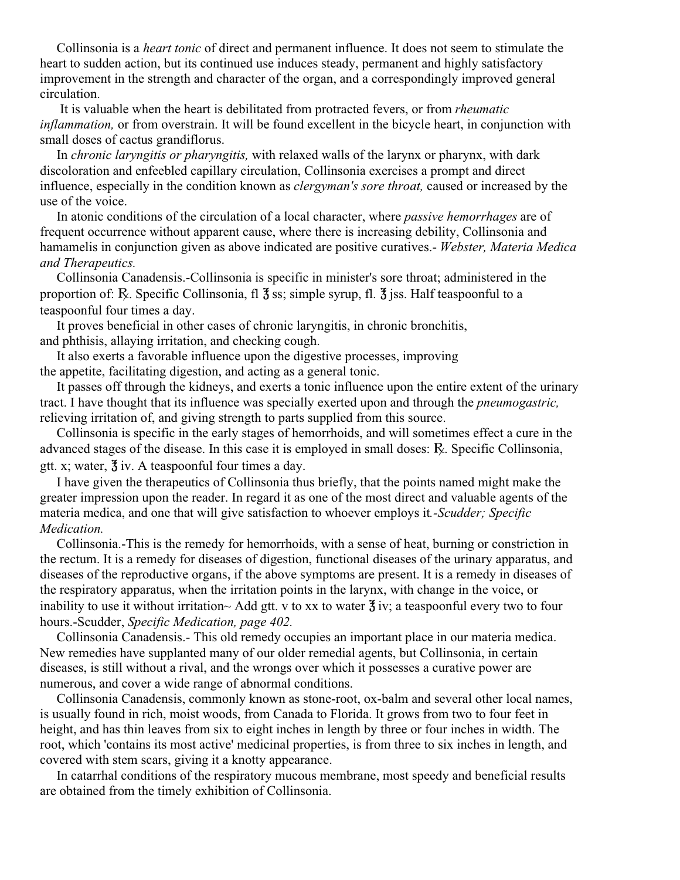Collinsonia is a *heart tonic* of direct and permanent influence. It does not seem to stimulate the heart to sudden action, but its continued use induces steady, permanent and highly satisfactory improvement in the strength and character of the organ, and a correspondingly improved general circulation.

It is valuable when the heart is debilitated from protracted fevers, or from *rheumatic inflammation,* or from overstrain. It will be found excellent in the bicycle heart, in conjunction with small doses of cactus grandiflorus.

In *chronic laryngitis or pharyngitis,* with relaxed walls of the larynx or pharynx, with dark discoloration and enfeebled capillary circulation, Collinsonia exercises a prompt and direct influence, especially in the condition known as *clergyman's sore throat,* caused or increased by the use of the voice.

In atonic conditions of the circulation of a local character, where *passive hemorrhages* are of frequent occurrence without apparent cause, where there is increasing debility, Collinsonia and hamamelis in conjunction given as above indicated are positive curatives.- *Webster, Materia Medica and Therapeutics.*

Collinsonia Canadensis.-Collinsonia is specific in minister's sore throat; administered in the proportion of: ℞. Specific Collinsonia, fl ℥ ss; simple syrup, fl. ℥ jss. Half teaspoonful to a teaspoonful four times a day.

It proves beneficial in other cases of chronic laryngitis, in chronic bronchitis, and phthisis, allaying irritation, and checking cough.

It also exerts a favorable influence upon the digestive processes, improving the appetite, facilitating digestion, and acting as a general tonic.

It passes off through the kidneys, and exerts a tonic influence upon the entire extent of the urinary tract. I have thought that its influence was specially exerted upon and through the *pneumogastric,* relieving irritation of, and giving strength to parts supplied from this source.

Collinsonia is specific in the early stages of hemorrhoids, and will sometimes effect a cure in the advanced stages of the disease. In this case it is employed in small doses: ℞. Specific Collinsonia, gtt. x; water, ℥ iv. A teaspoonful four times a day.

I have given the therapeutics of Collinsonia thus briefly, that the points named might make the greater impression upon the reader. In regard it as one of the most direct and valuable agents of the materia medica, and one that will give satisfaction to whoever employs it*.-Scudder; Specific Medication.*

Collinsonia.-This is the remedy for hemorrhoids, with a sense of heat, burning or constriction in the rectum. It is a remedy for diseases of digestion, functional diseases of the urinary apparatus, and diseases of the reproductive organs, if the above symptoms are present. It is a remedy in diseases of the respiratory apparatus, when the irritation points in the larynx, with change in the voice, or inability to use it without irritation~ Add gtt. v to xx to water ℥ iv; a teaspoonful every two to four hours.-Scudder, *Specific Medication, page 402.*

Collinsonia Canadensis.- This old remedy occupies an important place in our materia medica. New remedies have supplanted many of our older remedial agents, but Collinsonia, in certain diseases, is still without a rival, and the wrongs over which it possesses a curative power are numerous, and cover a wide range of abnormal conditions.

Collinsonia Canadensis, commonly known as stone-root, ox-balm and several other local names, is usually found in rich, moist woods, from Canada to Florida. It grows from two to four feet in height, and has thin leaves from six to eight inches in length by three or four inches in width. The root, which 'contains its most active' medicinal properties, is from three to six inches in length, and covered with stem scars, giving it a knotty appearance.

In catarrhal conditions of the respiratory mucous membrane, most speedy and beneficial results are obtained from the timely exhibition of Collinsonia.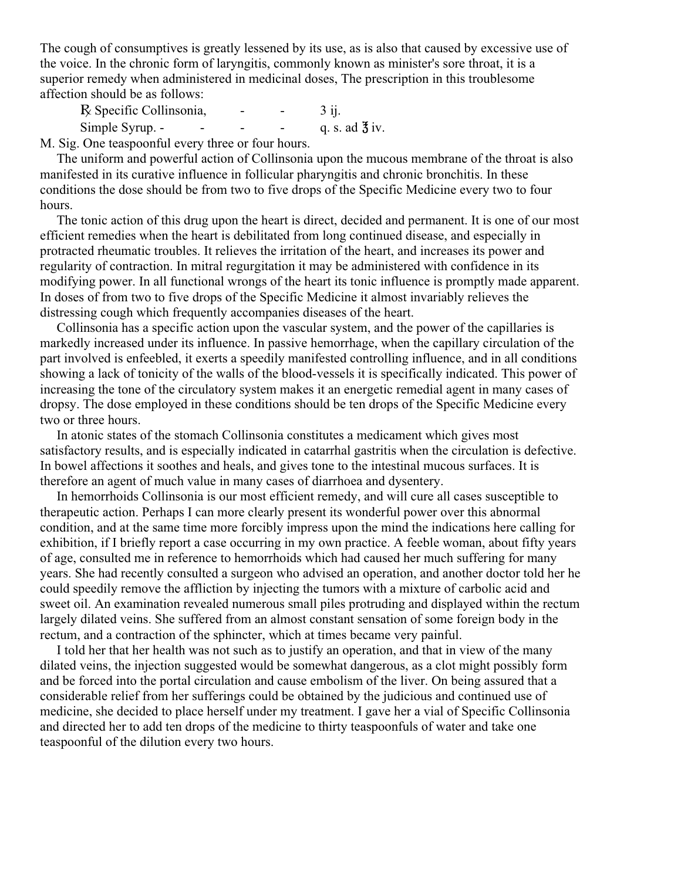The cough of consumptives is greatly lessened by its use, as is also that caused by excessive use of the voice. In the chronic form of laryngitis, commonly known as minister's sore throat, it is a superior remedy when administered in medicinal doses, The prescription in this troublesome affection should be as follows:

℞ Specific Collinsonia, - - 3 ij.
Simple Syrup. - - - - q. s. ad ℥ iv.

M. Sig. One teaspoonful every three or four hours.

The uniform and powerful action of Collinsonia upon the mucous membrane of the throat is also manifested in its curative influence in follicular pharyngitis and chronic bronchitis. In these conditions the dose should be from two to five drops of the Specific Medicine every two to four hours.

The tonic action of this drug upon the heart is direct, decided and permanent. It is one of our most efficient remedies when the heart is debilitated from long continued disease, and especially in protracted rheumatic troubles. It relieves the irritation of the heart, and increases its power and regularity of contraction. In mitral regurgitation it may be administered with confidence in its modifying power. In all functional wrongs of the heart its tonic influence is promptly made apparent. In doses of from two to five drops of the Specific Medicine it almost invariably relieves the distressing cough which frequently accompanies diseases of the heart.

Collinsonia has a specific action upon the vascular system, and the power of the capillaries is markedly increased under its influence. In passive hemorrhage, when the capillary circulation of the part involved is enfeebled, it exerts a speedily manifested controlling influence, and in all conditions showing a lack of tonicity of the walls of the blood-vessels it is specifically indicated. This power of increasing the tone of the circulatory system makes it an energetic remedial agent in many cases of dropsy. The dose employed in these conditions should be ten drops of the Specific Medicine every two or three hours.

In atonic states of the stomach Collinsonia constitutes a medicament which gives most satisfactory results, and is especially indicated in catarrhal gastritis when the circulation is defective. In bowel affections it soothes and heals, and gives tone to the intestinal mucous surfaces. It is therefore an agent of much value in many cases of diarrhoea and dysentery.

In hemorrhoids Collinsonia is our most efficient remedy, and will cure all cases susceptible to therapeutic action. Perhaps I can more clearly present its wonderful power over this abnormal condition, and at the same time more forcibly impress upon the mind the indications here calling for exhibition, if I briefly report a case occurring in my own practice. A feeble woman, about fifty years of age, consulted me in reference to hemorrhoids which had caused her much suffering for many years. She had recently consulted a surgeon who advised an operation, and another doctor told her he could speedily remove the affliction by injecting the tumors with a mixture of carbolic acid and sweet oil. An examination revealed numerous small piles protruding and displayed within the rectum largely dilated veins. She suffered from an almost constant sensation of some foreign body in the rectum, and a contraction of the sphincter, which at times became very painful.

I told her that her health was not such as to justify an operation, and that in view of the many dilated veins, the injection suggested would be somewhat dangerous, as a clot might possibly form and be forced into the portal circulation and cause embolism of the liver. On being assured that a considerable relief from her sufferings could be obtained by the judicious and continued use of medicine, she decided to place herself under my treatment. I gave her a vial of Specific Collinsonia and directed her to add ten drops of the medicine to thirty teaspoonfuls of water and take one teaspoonful of the dilution every two hours.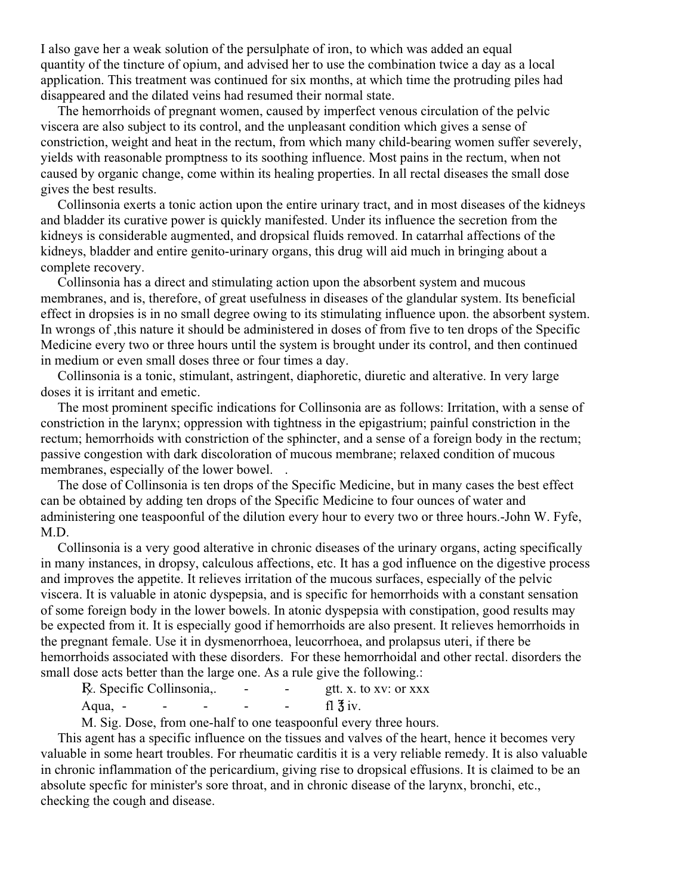I also gave her a weak solution of the persulphate of iron, to which was added an equal quantity of the tincture of opium, and advised her to use the combination twice a day as a local application. This treatment was continued for six months, at which time the protruding piles had disappeared and the dilated veins had resumed their normal state.

The hemorrhoids of pregnant women, caused by imperfect venous circulation of the pelvic viscera are also subject to its control, and the unpleasant condition which gives a sense of constriction, weight and heat in the rectum, from which many child-bearing women suffer severely, yields with reasonable promptness to its soothing influence. Most pains in the rectum, when not caused by organic change, come within its healing properties. In all rectal diseases the small dose gives the best results.

Collinsonia exerts a tonic action upon the entire urinary tract, and in most diseases of the kidneys and bladder its curative power is quickly manifested. Under its influence the secretion from the kidneys is considerable augmented, and dropsical fluids removed. In catarrhal affections of the kidneys, bladder and entire genito-urinary organs, this drug will aid much in bringing about a complete recovery.

Collinsonia has a direct and stimulating action upon the absorbent system and mucous membranes, and is, therefore, of great usefulness in diseases of the glandular system. Its beneficial effect in dropsies is in no small degree owing to its stimulating influence upon. the absorbent system. In wrongs of ,this nature it should be administered in doses of from five to ten drops of the Specific Medicine every two or three hours until the system is brought under its control, and then continued in medium or even small doses three or four times a day.

Collinsonia is a tonic, stimulant, astringent, diaphoretic, diuretic and alterative. In very large doses it is irritant and emetic.

The most prominent specific indications for Collinsonia are as follows: Irritation, with a sense of constriction in the larynx; oppression with tightness in the epigastrium; painful constriction in the rectum; hemorrhoids with constriction of the sphincter, and a sense of a foreign body in the rectum; passive congestion with dark discoloration of mucous membrane; relaxed condition of mucous membranes, especially of the lower bowel. .

The dose of Collinsonia is ten drops of the Specific Medicine, but in many cases the best effect can be obtained by adding ten drops of the Specific Medicine to four ounces of water and administering one teaspoonful of the dilution every hour to every two or three hours.-John W. Fyfe, M.D.

Collinsonia is a very good alterative in chronic diseases of the urinary organs, acting specifically in many instances, in dropsy, calculous affections, etc. It has a god influence on the digestive process and improves the appetite. It relieves irritation of the mucous surfaces, especially of the pelvic viscera. It is valuable in atonic dyspepsia, and is specific for hemorrhoids with a constant sensation of some foreign body in the lower bowels. In atonic dyspepsia with constipation, good results may be expected from it. It is especially good if hemorrhoids are also present. It relieves hemorrhoids in the pregnant female. Use it in dysmenorrhoea, leucorrhoea, and prolapsus uteri, if there be hemorrhoids associated with these disorders. For these hemorrhoidal and other rectal. disorders the small dose acts better than the large one. As a rule give the following.:

℞. Specific Collinsonia,. - - gtt. x. to xv: or xxx
Aqua, - - - - - fl ℥ iv.

M. Sig. Dose, from one-half to one teaspoonful every three hours.

This agent has a specific influence on the tissues and valves of the heart, hence it becomes very valuable in some heart troubles. For rheumatic carditis it is a very reliable remedy. It is also valuable in chronic inflammation of the pericardium, giving rise to dropsical effusions. It is claimed to be an absolute specfic for minister's sore throat, and in chronic disease of the larynx, bronchi, etc., checking the cough and disease.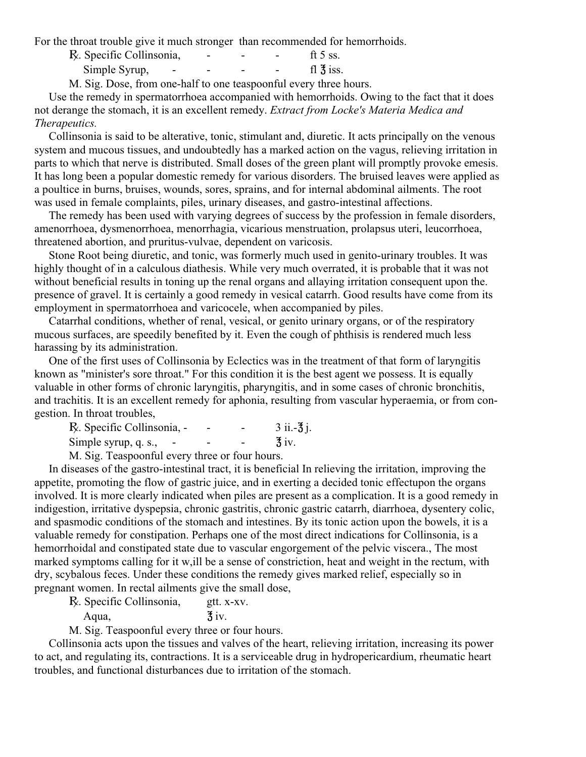For the throat trouble give it much stronger than recommended for hemorrhoids.

℞. Specific Collinsonia, - - - ft 5 ss.
Simple Syrup, - - - - fl ℥ iss.

M. Sig. Dose, from one-half to one teaspoonful every three hours.

Use the remedy in spermatorrhoea accompanied with hemorrhoids. Owing to the fact that it does not derange the stomach, it is an excellent remedy. *Extract from Locke's Materia Medica and Therapeutics.*

Collinsonia is said to be alterative, tonic, stimulant and, diuretic. It acts principally on the venous system and mucous tissues, and undoubtedly has a marked action on the vagus, relieving irritation in parts to which that nerve is distributed. Small doses of the green plant will promptly provoke emesis. It has long been a popular domestic remedy for various disorders. The bruised leaves were applied as a poultice in burns, bruises, wounds, sores, sprains, and for internal abdominal ailments. The root was used in female complaints, piles, urinary diseases, and gastro-intestinal affections.

The remedy has been used with varying degrees of success by the profession in female disorders, amenorrhoea, dysmenorrhoea, menorrhagia, vicarious menstruation, prolapsus uteri, leucorrhoea, threatened abortion, and pruritus-vulvae, dependent on varicosis.

Stone Root being diuretic, and tonic, was formerly much used in genito-urinary troubles. It was highly thought of in a calculous diathesis. While very much overrated, it is probable that it was not without beneficial results in toning up the renal organs and allaying irritation consequent upon the. presence of gravel. It is certainly a good remedy in vesical catarrh. Good results have come from its employment in spermatorrhoea and varicocele, when accompanied by piles.

Catarrhal conditions, whether of renal, vesical, or genito urinary organs, or of the respiratory mucous surfaces, are speedily benefited by it. Even the cough of phthisis is rendered much less harassing by its administration.

One of the first uses of Collinsonia by Eclectics was in the treatment of that form of laryngitis known as "minister's sore throat." For this condition it is the best agent we possess. It is equally valuable in other forms of chronic laryngitis, pharyngitis, and in some cases of chronic bronchitis, and trachitis. It is an excellent remedy for aphonia, resulting from vascular hyperaemia, or from congestion. In throat troubles,

℞. Specific Collinsonia, - - - 3 ii.-℥ j.
Simple syrup, q. s., - - - ℥ iv.

M. Sig. Teaspoonful every three or four hours.

In diseases of the gastro-intestinal tract, it is beneficial In relieving the irritation, improving the appetite, promoting the flow of gastric juice, and in exerting a decided tonic effectupon the organs involved. It is more clearly indicated when piles are present as a complication. It is a good remedy in indigestion, irritative dyspepsia, chronic gastritis, chronic gastric catarrh, diarrhoea, dysentery colic, and spasmodic conditions of the stomach and intestines. By its tonic action upon the bowels, it is a valuable remedy for constipation. Perhaps one of the most direct indications for Collinsonia, is a hemorrhoidal and constipated state due to vascular engorgement of the pelvic viscera., The most marked symptoms calling for it w,ill be a sense of constriction, heat and weight in the rectum, with dry, scybalous feces. Under these conditions the remedy gives marked relief, especially so in pregnant women. In rectal ailments give the small dose,

℞. Specific Collinsonia, gtt. x-xv.
Aqua, ℥ iv.

M. Sig. Teaspoonful every three or four hours.

Collinsonia acts upon the tissues and valves of the heart, relieving irritation, increasing its power to act, and regulating its, contractions. It is a serviceable drug in hydropericardium, rheumatic heart troubles, and functional disturbances due to irritation of the stomach.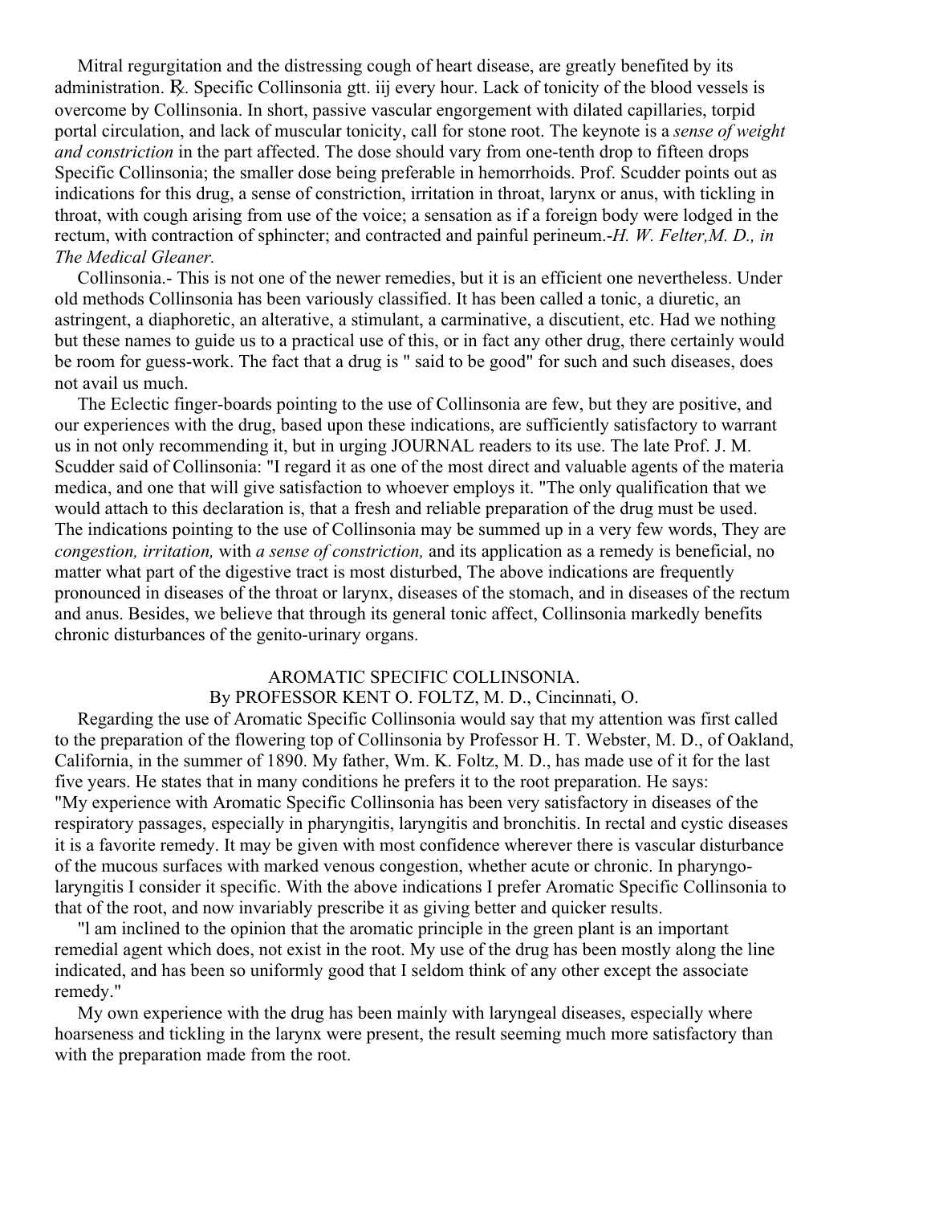Mitral regurgitation and the distressing cough of heart disease, are greatly benefited by its administration. ℞. Specific Collinsonia gtt. iij every hour. Lack of tonicity of the blood vessels is overcome by Collinsonia. In short, passive vascular engorgement with dilated capillaries, torpid portal circulation, and lack of muscular tonicity, call for stone root. The keynote is a *sense of weight and constriction* in the part affected. The dose should vary from one-tenth drop to fifteen drops Specific Collinsonia; the smaller dose being preferable in hemorrhoids. Prof. Scudder points out as indications for this drug, a sense of constriction, irritation in throat, larynx or anus, with tickling in throat, with cough arising from use of the voice; a sensation as if a foreign body were lodged in the rectum, with contraction of sphincter; and contracted and painful perineum.-*H. W. Felter,M. D., in The Medical Gleaner.*

Collinsonia.- This is not one of the newer remedies, but it is an efficient one nevertheless. Under old methods Collinsonia has been variously classified. It has been called a tonic, a diuretic, an astringent, a diaphoretic, an alterative, a stimulant, a carminative, a discutient, etc. Had we nothing but these names to guide us to a practical use of this, or in fact any other drug, there certainly would be room for guess-work. The fact that a drug is " said to be good" for such and such diseases, does not avail us much.

The Eclectic finger-boards pointing to the use of Collinsonia are few, but they are positive, and our experiences with the drug, based upon these indications, are sufficiently satisfactory to warrant us in not only recommending it, but in urging JOURNAL readers to its use. The late Prof. J. M. Scudder said of Collinsonia: "I regard it as one of the most direct and valuable agents of the materia medica, and one that will give satisfaction to whoever employs it. "The only qualification that we would attach to this declaration is, that a fresh and reliable preparation of the drug must be used. The indications pointing to the use of Collinsonia may be summed up in a very few words, They are *congestion, irritation,* with *a sense of constriction,* and its application as a remedy is beneficial, no matter what part of the digestive tract is most disturbed, The above indications are frequently pronounced in diseases of the throat or larynx, diseases of the stomach, and in diseases of the rectum and anus. Besides, we believe that through its general tonic affect, Collinsonia markedly benefits chronic disturbances of the genito-urinary organs.

## AROMATIC SPECIFIC COLLINSONIA.

By PROFESSOR KENT O. FOLTZ, M. D., Cincinnati, O.

Regarding the use of Aromatic Specific Collinsonia would say that my attention was first called to the preparation of the flowering top of Collinsonia by Professor H. T. Webster, M. D., of Oakland, California, in the summer of 1890. My father, Wm. K. Foltz, M. D., has made use of it for the last five years. He states that in many conditions he prefers it to the root preparation. He says: "My experience with Aromatic Specific Collinsonia has been very satisfactory in diseases of the respiratory passages, especially in pharyngitis, laryngitis and bronchitis. In rectal and cystic diseases it is a favorite remedy. It may be given with most confidence wherever there is vascular disturbance of the mucous surfaces with marked venous congestion, whether acute or chronic. In pharyngo-laryngitis I consider it specific. With the above indications I prefer Aromatic Specific Collinsonia to that of the root, and now invariably prescribe it as giving better and quicker results.

"l am inclined to the opinion that the aromatic principle in the green plant is an important remedial agent which does, not exist in the root. My use of the drug has been mostly along the line indicated, and has been so uniformly good that I seldom think of any other except the associate remedy."

My own experience with the drug has been mainly with laryngeal diseases, especially where hoarseness and tickling in the larynx were present, the result seeming much more satisfactory than with the preparation made from the root.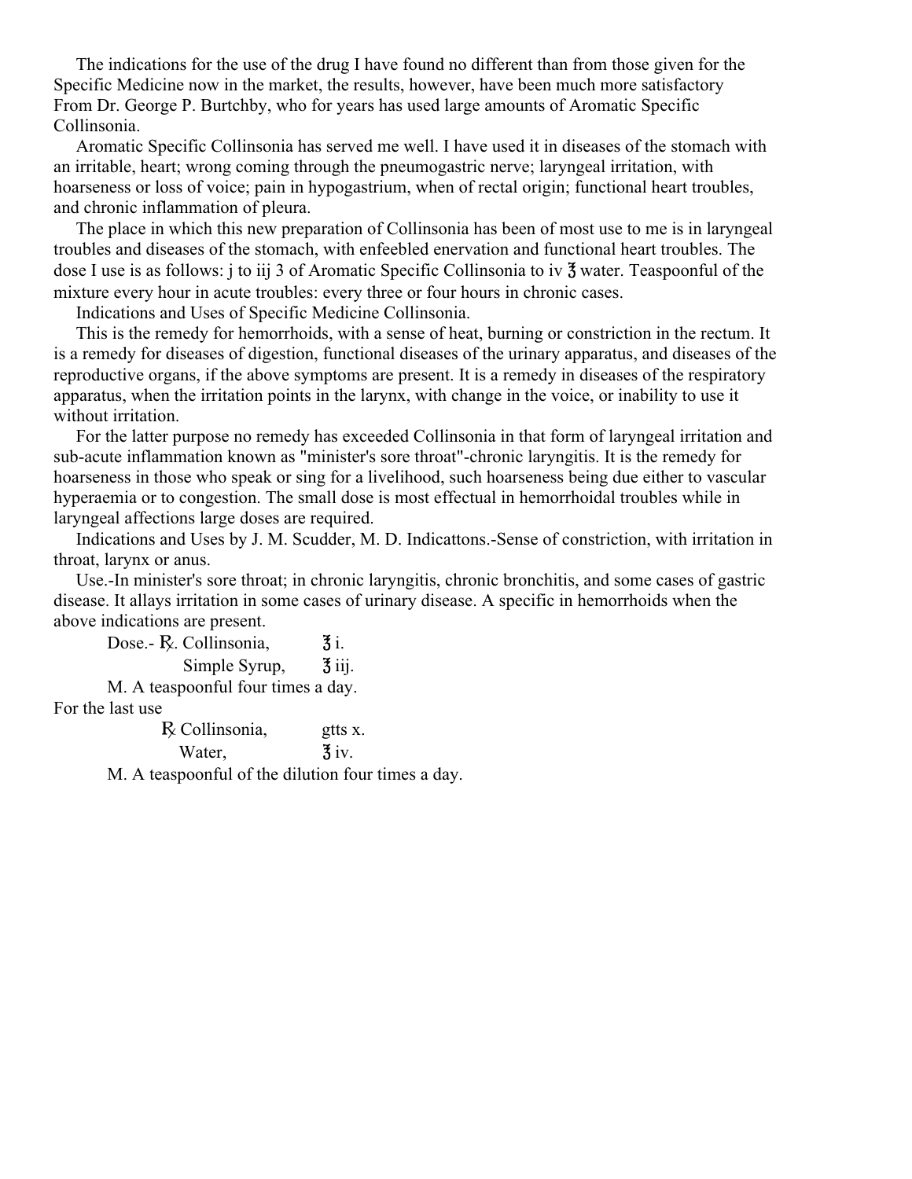The indications for the use of the drug I have found no different than from those given for the Specific Medicine now in the market, the results, however, have been much more satisfactory From Dr. George P. Burtchby, who for years has used large amounts of Aromatic Specific Collinsonia.

Aromatic Specific Collinsonia has served me well. I have used it in diseases of the stomach with an irritable, heart; wrong coming through the pneumogastric nerve; laryngeal irritation, with hoarseness or loss of voice; pain in hypogastrium, when of rectal origin; functional heart troubles, and chronic inflammation of pleura.

The place in which this new preparation of Collinsonia has been of most use to me is in laryngeal troubles and diseases of the stomach, with enfeebled enervation and functional heart troubles. The dose I use is as follows: j to iij 3 of Aromatic Specific Collinsonia to iv ℥ water. Teaspoonful of the mixture every hour in acute troubles: every three or four hours in chronic cases.

Indications and Uses of Specific Medicine Collinsonia.

This is the remedy for hemorrhoids, with a sense of heat, burning or constriction in the rectum. It is a remedy for diseases of digestion, functional diseases of the urinary apparatus, and diseases of the reproductive organs, if the above symptoms are present. It is a remedy in diseases of the respiratory apparatus, when the irritation points in the larynx, with change in the voice, or inability to use it without irritation.

For the latter purpose no remedy has exceeded Collinsonia in that form of laryngeal irritation and sub-acute inflammation known as "minister's sore throat"-chronic laryngitis. It is the remedy for hoarseness in those who speak or sing for a livelihood, such hoarseness being due either to vascular hyperaemia or to congestion. The small dose is most effectual in hemorrhoidal troubles while in laryngeal affections large doses are required.

Indications and Uses by J. M. Scudder, M. D. Indicattons.-Sense of constriction, with irritation in throat, larynx or anus.

Use.-In minister's sore throat; in chronic laryngitis, chronic bronchitis, and some cases of gastric disease. It allays irritation in some cases of urinary disease. A specific in hemorrhoids when the above indications are present.

Dose.- ℞. Collinsonia, ℥ i.
Simple Syrup, ℥ iij.
M. A teaspoonful four times a day.

For the last use

℞ Collinsonia, gtts x.
Water, ℥ iv.
M. A teaspoonful of the dilution four times a day.